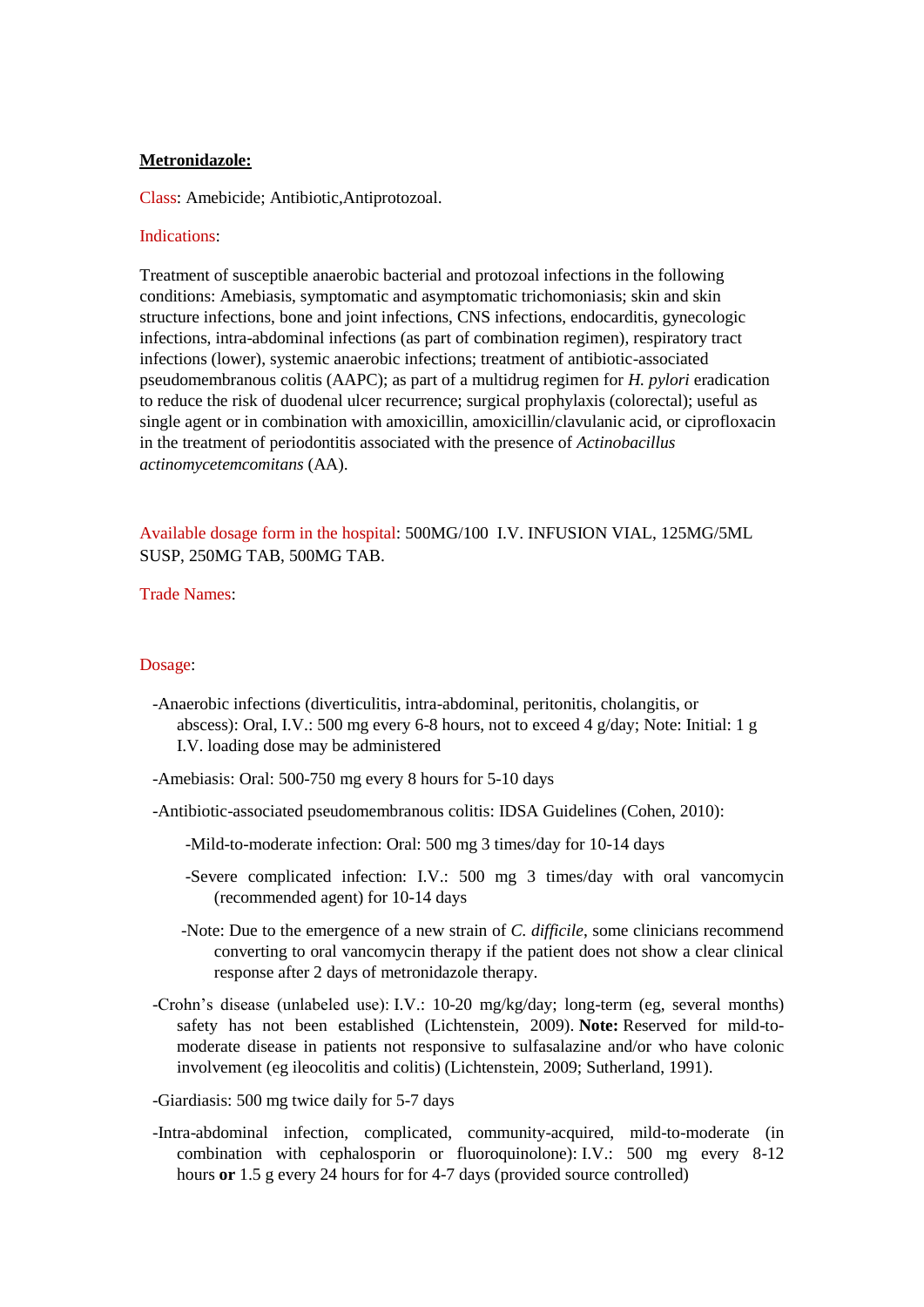**Metronidazole:**

Class: Amebicide; Antibiotic,Antiprotozoal.

Indications:

Treatment of susceptible anaerobic bacterial and protozoal infections in the following conditions: Amebiasis, symptomatic and asymptomatic trichomoniasis; skin and skin structure infections, bone and joint infections, CNS infections, endocarditis, gynecologic infections, intra-abdominal infections (as part of combination regimen), respiratory tract infections (lower), systemic anaerobic infections; treatment of antibiotic-associated pseudomembranous colitis (AAPC); as part of a multidrug regimen for *H. pylori* eradication to reduce the risk of duodenal ulcer recurrence; surgical prophylaxis (colorectal); useful as single agent or in combination with amoxicillin, amoxicillin/clavulanic acid, or ciprofloxacin in the treatment of periodontitis associated with the presence of *Actinobacillus actinomycetemcomitans* (AA).

Available dosage form in the hospital: 500MG/100 I.V. INFUSION VIAL, 125MG/5ML SUSP, 250MG TAB, 500MG TAB.

Trade Names:

Dosage:

- -Anaerobic infections (diverticulitis, intra-abdominal, peritonitis, cholangitis, or abscess): Oral, I.V.: 500 mg every 6-8 hours, not to exceed 4 g/day; Note: Initial: 1 g I.V. loading dose may be administered
- -Amebiasis: Oral: 500-750 mg every 8 hours for 5-10 days
- -Antibiotic-associated pseudomembranous colitis: IDSA Guidelines (Cohen, 2010):
  - -Mild-to-moderate infection: Oral: 500 mg 3 times/day for 10-14 days
  - -Severe complicated infection: I.V.: 500 mg 3 times/day with oral vancomycin (recommended agent) for 10-14 days
  - -Note: Due to the emergence of a new strain of *C. difficile*, some clinicians recommend converting to oral vancomycin therapy if the patient does not show a clear clinical response after 2 days of metronidazole therapy.
- -Crohn's disease (unlabeled use): I.V.: 10-20 mg/kg/day; long-term (eg, several months) safety has not been established (Lichtenstein, 2009). **Note:** Reserved for mild-to-moderate disease in patients not responsive to sulfasalazine and/or who have colonic involvement (eg ileocolitis and colitis) (Lichtenstein, 2009; Sutherland, 1991).
- -Giardiasis: 500 mg twice daily for 5-7 days
- -Intra-abdominal infection, complicated, community-acquired, mild-to-moderate (in combination with cephalosporin or fluoroquinolone): I.V.: 500 mg every 8-12 hours **or** 1.5 g every 24 hours for for 4-7 days (provided source controlled)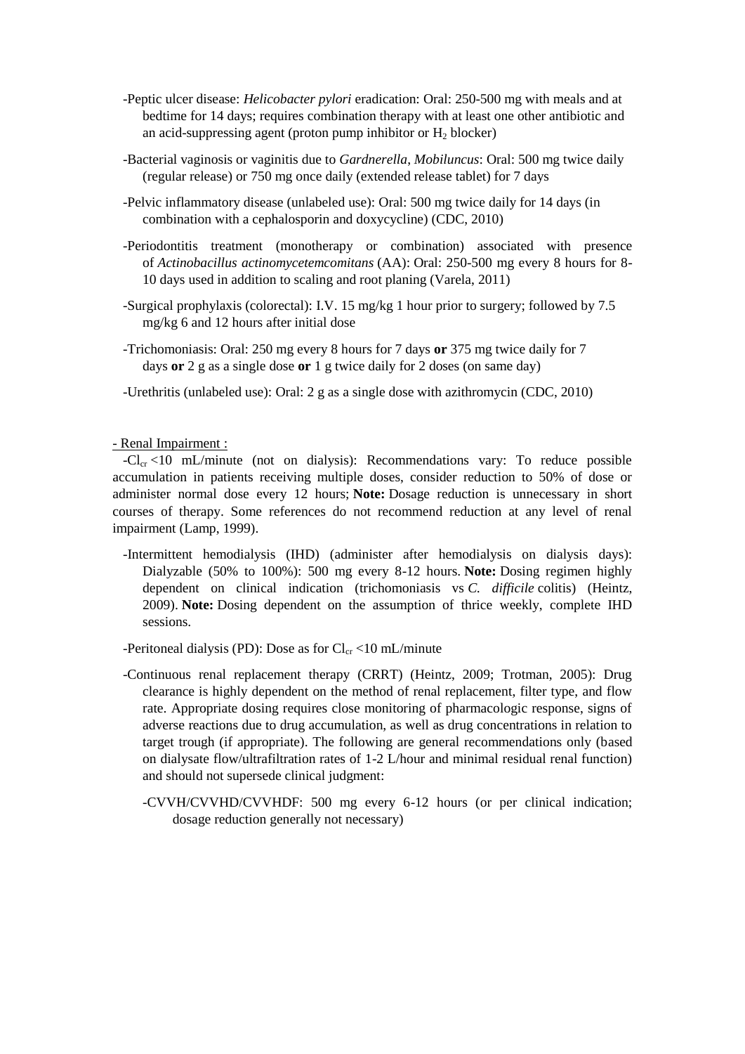-Peptic ulcer disease: *Helicobacter pylori* eradication: Oral: 250-500 mg with meals and at bedtime for 14 days; requires combination therapy with at least one other antibiotic and an acid-suppressing agent (proton pump inhibitor or $H_2$ blocker)

-Bacterial vaginosis or vaginitis due to *Gardnerella*, *Mobiluncus*: Oral: 500 mg twice daily (regular release) or 750 mg once daily (extended release tablet) for 7 days

-Pelvic inflammatory disease (unlabeled use): Oral: 500 mg twice daily for 14 days (in combination with a cephalosporin and doxycycline) (CDC, 2010)

-Periodontitis treatment (monotherapy or combination) associated with presence of *Actinobacillus actinomycetemcomitans* (AA): Oral: 250-500 mg every 8 hours for 8-10 days used in addition to scaling and root planing (Varela, 2011)

-Surgical prophylaxis (colorectal): I.V. 15 mg/kg 1 hour prior to surgery; followed by 7.5 mg/kg 6 and 12 hours after initial dose

-Trichomoniasis: Oral: 250 mg every 8 hours for 7 days **or** 375 mg twice daily for 7 days **or** 2 g as a single dose **or** 1 g twice daily for 2 doses (on same day)

-Urethritis (unlabeled use): Oral: 2 g as a single dose with azithromycin (CDC, 2010)

- Renal Impairment :

-$Cl_{cr}$ <10 mL/minute (not on dialysis): Recommendations vary: To reduce possible accumulation in patients receiving multiple doses, consider reduction to 50% of dose or administer normal dose every 12 hours; **Note:** Dosage reduction is unnecessary in short courses of therapy. Some references do not recommend reduction at any level of renal impairment (Lamp, 1999).

-Intermittent hemodialysis (IHD) (administer after hemodialysis on dialysis days): Dialyzable (50% to 100%): 500 mg every 8-12 hours. **Note:** Dosing regimen highly dependent on clinical indication (trichomoniasis vs *C. difficile* colitis) (Heintz, 2009). **Note:** Dosing dependent on the assumption of thrice weekly, complete IHD sessions.

-Peritoneal dialysis (PD): Dose as for $Cl_{cr}$ <10 mL/minute

-Continuous renal replacement therapy (CRRT) (Heintz, 2009; Trotman, 2005): Drug clearance is highly dependent on the method of renal replacement, filter type, and flow rate. Appropriate dosing requires close monitoring of pharmacologic response, signs of adverse reactions due to drug accumulation, as well as drug concentrations in relation to target trough (if appropriate). The following are general recommendations only (based on dialysate flow/ultrafiltration rates of 1-2 L/hour and minimal residual renal function) and should not supersede clinical judgment:

-CVVH/CVVHD/CVVHDF: 500 mg every 6-12 hours (or per clinical indication; dosage reduction generally not necessary)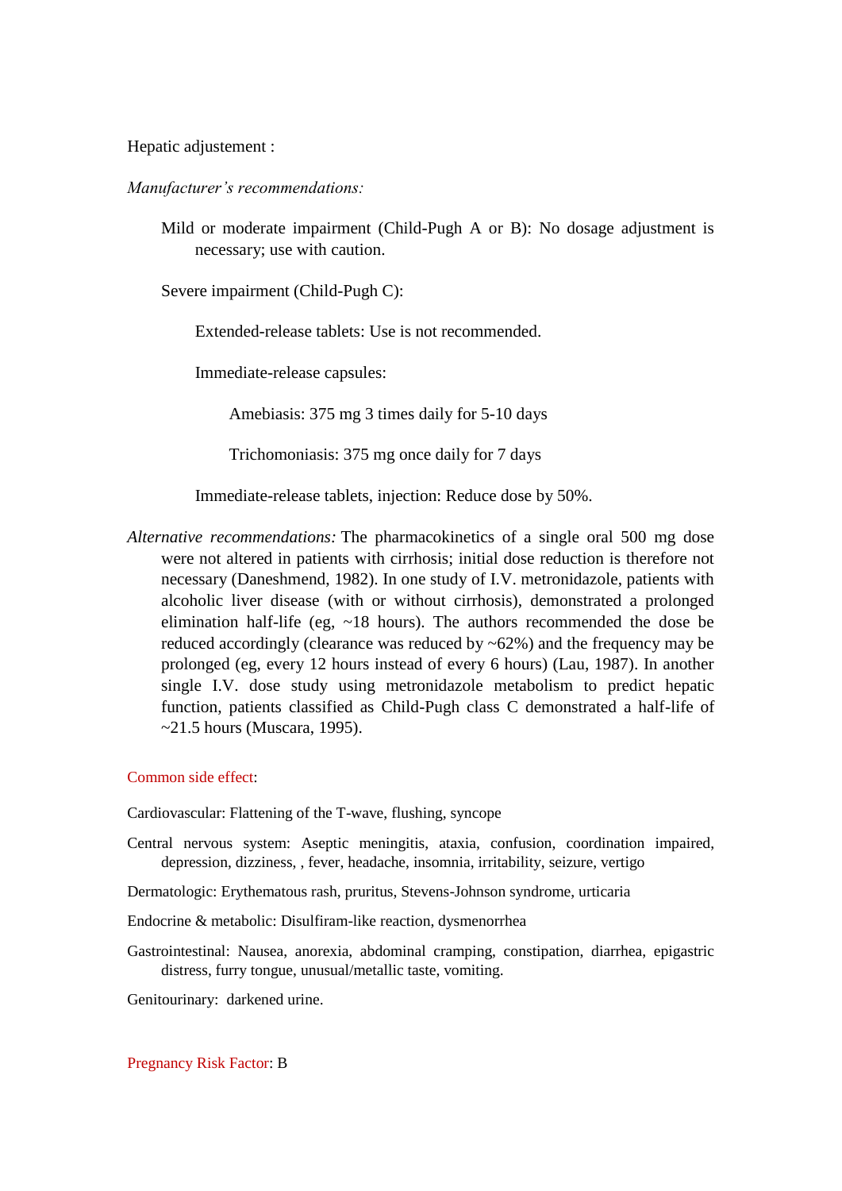Hepatic adjustement :

*Manufacturer's recommendations:*

Mild or moderate impairment (Child-Pugh A or B): No dosage adjustment is necessary; use with caution.

Severe impairment (Child-Pugh C):

Extended-release tablets: Use is not recommended.

Immediate-release capsules:

Amebiasis: 375 mg 3 times daily for 5-10 days

Trichomoniasis: 375 mg once daily for 7 days

Immediate-release tablets, injection: Reduce dose by 50%.

*Alternative recommendations:* The pharmacokinetics of a single oral 500 mg dose were not altered in patients with cirrhosis; initial dose reduction is therefore not necessary (Daneshmend, 1982). In one study of I.V. metronidazole, patients with alcoholic liver disease (with or without cirrhosis), demonstrated a prolonged elimination half-life (eg, ~18 hours). The authors recommended the dose be reduced accordingly (clearance was reduced by ~62%) and the frequency may be prolonged (eg, every 12 hours instead of every 6 hours) (Lau, 1987). In another single I.V. dose study using metronidazole metabolism to predict hepatic function, patients classified as Child-Pugh class C demonstrated a half-life of ~21.5 hours (Muscara, 1995).

Common side effect:

Cardiovascular: Flattening of the T-wave, flushing, syncope

Central nervous system: Aseptic meningitis, ataxia, confusion, coordination impaired, depression, dizziness, , fever, headache, insomnia, irritability, seizure, vertigo

Dermatologic: Erythematous rash, pruritus, Stevens-Johnson syndrome, urticaria

Endocrine & metabolic: Disulfiram-like reaction, dysmenorrhea

Gastrointestinal: Nausea, anorexia, abdominal cramping, constipation, diarrhea, epigastric distress, furry tongue, unusual/metallic taste, vomiting.

Genitourinary: darkened urine.

Pregnancy Risk Factor: B